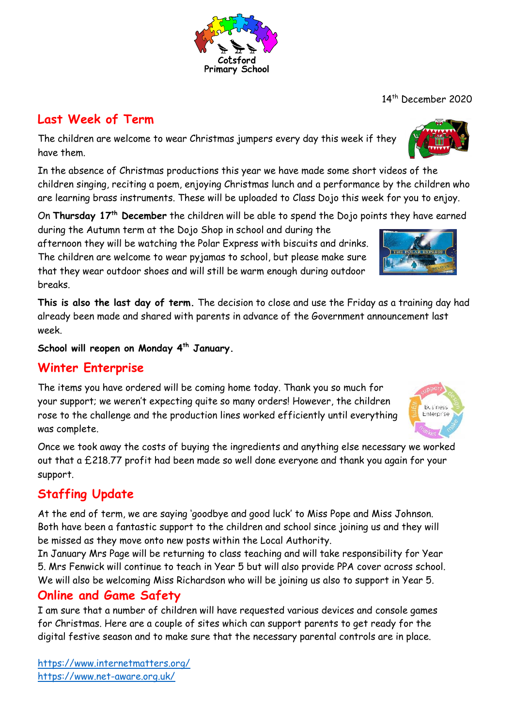Cotsford Primary School

14th December 2020

## Last Week of Term

The children are welcome to wear Christmas jumpers every day this week if they have them.

In the absence of Christmas productions this year we have made some short videos of the children singing, reciting a poem, enjoying Christmas lunch and a performance by the children who are learning brass instruments. These will be uploaded to Class Dojo this week for you to enjoy.

On **Thursday 17th December** the children will be able to spend the Dojo points they have earned during the Autumn term at the Dojo Shop in school and during the afternoon they will be watching the Polar Express with biscuits and drinks. The children are welcome to wear pyjamas to school, but please make sure that they wear outdoor shoes and will still be warm enough during outdoor breaks.

**This is also the last day of term.** The decision to close and use the Friday as a training day had already been made and shared with parents in advance of the Government announcement last week.

**School will reopen on Monday 4th January.**

## Winter Enterprise

The items you have ordered will be coming home today. Thank you so much for your support; we weren't expecting quite so many orders! However, the children rose to the challenge and the production lines worked efficiently until everything was complete.

Once we took away the costs of buying the ingredients and anything else necessary we worked out that a £218.77 profit had been made so well done everyone and thank you again for your support.

## Staffing Update

At the end of term, we are saying 'goodbye and good luck' to Miss Pope and Miss Johnson. Both have been a fantastic support to the children and school since joining us and they will be missed as they move onto new posts within the Local Authority.

In January Mrs Page will be returning to class teaching and will take responsibility for Year 5. Mrs Fenwick will continue to teach in Year 5 but will also provide PPA cover across school. We will also be welcoming Miss Richardson who will be joining us also to support in Year 5.

## Online and Game Safety

I am sure that a number of children will have requested various devices and console games for Christmas. Here are a couple of sites which can support parents to get ready for the digital festive season and to make sure that the necessary parental controls are in place.

https://www.internetmatters.org/
https://www.net-aware.org.uk/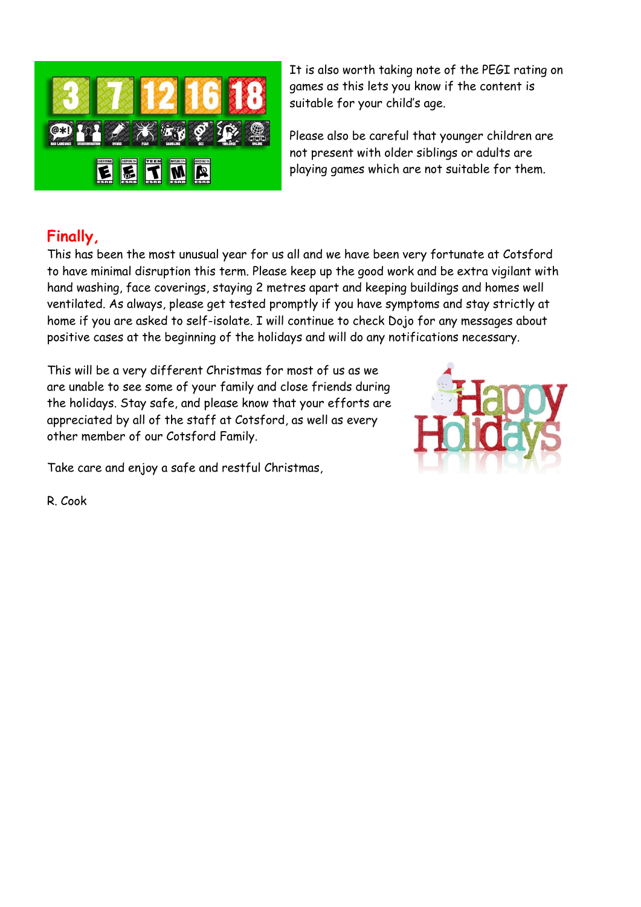It is also worth taking note of the PEGI rating on games as this lets you know if the content is suitable for your child's age.

Please also be careful that younger children are not present with older siblings or adults are playing games which are not suitable for them.

## Finally,

This has been the most unusual year for us all and we have been very fortunate at Cotsford to have minimal disruption this term. Please keep up the good work and be extra vigilant with hand washing, face coverings, staying 2 metres apart and keeping buildings and homes well ventilated. As always, please get tested promptly if you have symptoms and stay strictly at home if you are asked to self-isolate. I will continue to check Dojo for any messages about positive cases at the beginning of the holidays and will do any notifications necessary.

This will be a very different Christmas for most of us as we are unable to see some of your family and close friends during the holidays. Stay safe, and please know that your efforts are appreciated by all of the staff at Cotsford, as well as every other member of our Cotsford Family.

Take care and enjoy a safe and restful Christmas,

R. Cook